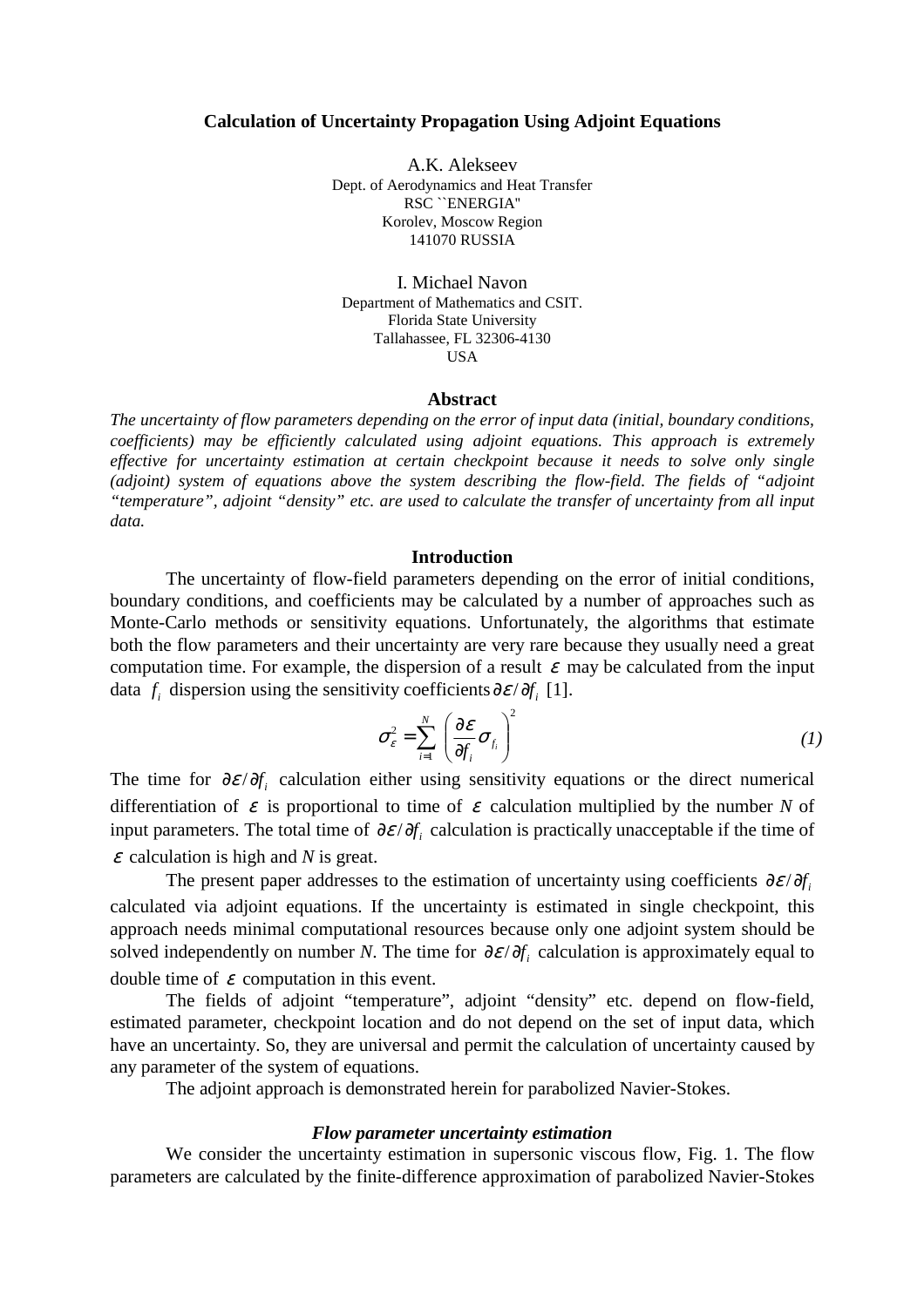# Calculation of Uncertainty Propagation Using Adjoint Equations

A.K. Alekseev
Dept. of Aerodynamics and Heat Transfer
RSC ``ENERGIA''
Korolev, Moscow Region
141070 RUSSIA

I. Michael Navon
Department of Mathematics and CSIT.
Florida State University
Tallahassee, FL 32306-4130
USA

## Abstract

*The uncertainty of flow parameters depending on the error of input data (initial, boundary conditions, coefficients) may be efficiently calculated using adjoint equations. This approach is extremely effective for uncertainty estimation at certain checkpoint because it needs to solve only single (adjoint) system of equations above the system describing the flow-field. The fields of "adjoint "temperature", adjoint "density" etc. are used to calculate the transfer of uncertainty from all input data.*

## Introduction

The uncertainty of flow-field parameters depending on the error of initial conditions, boundary conditions, and coefficients may be calculated by a number of approaches such as Monte-Carlo methods or sensitivity equations. Unfortunately, the algorithms that estimate both the flow parameters and their uncertainty are very rare because they usually need a great computation time. For example, the dispersion of a result $\varepsilon$ may be calculated from the input data $f_i$ dispersion using the sensitivity coefficients $\partial\varepsilon/\partial f_i$ [1].

$$\sigma_\varepsilon^2 = \sum_{i=1}^{N} \left( \frac{\partial \varepsilon}{\partial f_i} \sigma_{f_i} \right)^2 \qquad (1)$$

The time for $\partial\varepsilon/\partial f_i$ calculation either using sensitivity equations or the direct numerical differentiation of $\varepsilon$ is proportional to time of $\varepsilon$ calculation multiplied by the number $N$ of input parameters. The total time of $\partial\varepsilon/\partial f_i$ calculation is practically unacceptable if the time of $\varepsilon$ calculation is high and $N$ is great.

The present paper addresses to the estimation of uncertainty using coefficients $\partial\varepsilon/\partial f_i$ calculated via adjoint equations. If the uncertainty is estimated in single checkpoint, this approach needs minimal computational resources because only one adjoint system should be solved independently on number $N$. The time for $\partial\varepsilon/\partial f_i$ calculation is approximately equal to double time of $\varepsilon$ computation in this event.

The fields of adjoint "temperature", adjoint "density" etc. depend on flow-field, estimated parameter, checkpoint location and do not depend on the set of input data, which have an uncertainty. So, they are universal and permit the calculation of uncertainty caused by any parameter of the system of equations.

The adjoint approach is demonstrated herein for parabolized Navier-Stokes.

### *Flow parameter uncertainty estimation*

We consider the uncertainty estimation in supersonic viscous flow, Fig. 1. The flow parameters are calculated by the finite-difference approximation of parabolized Navier-Stokes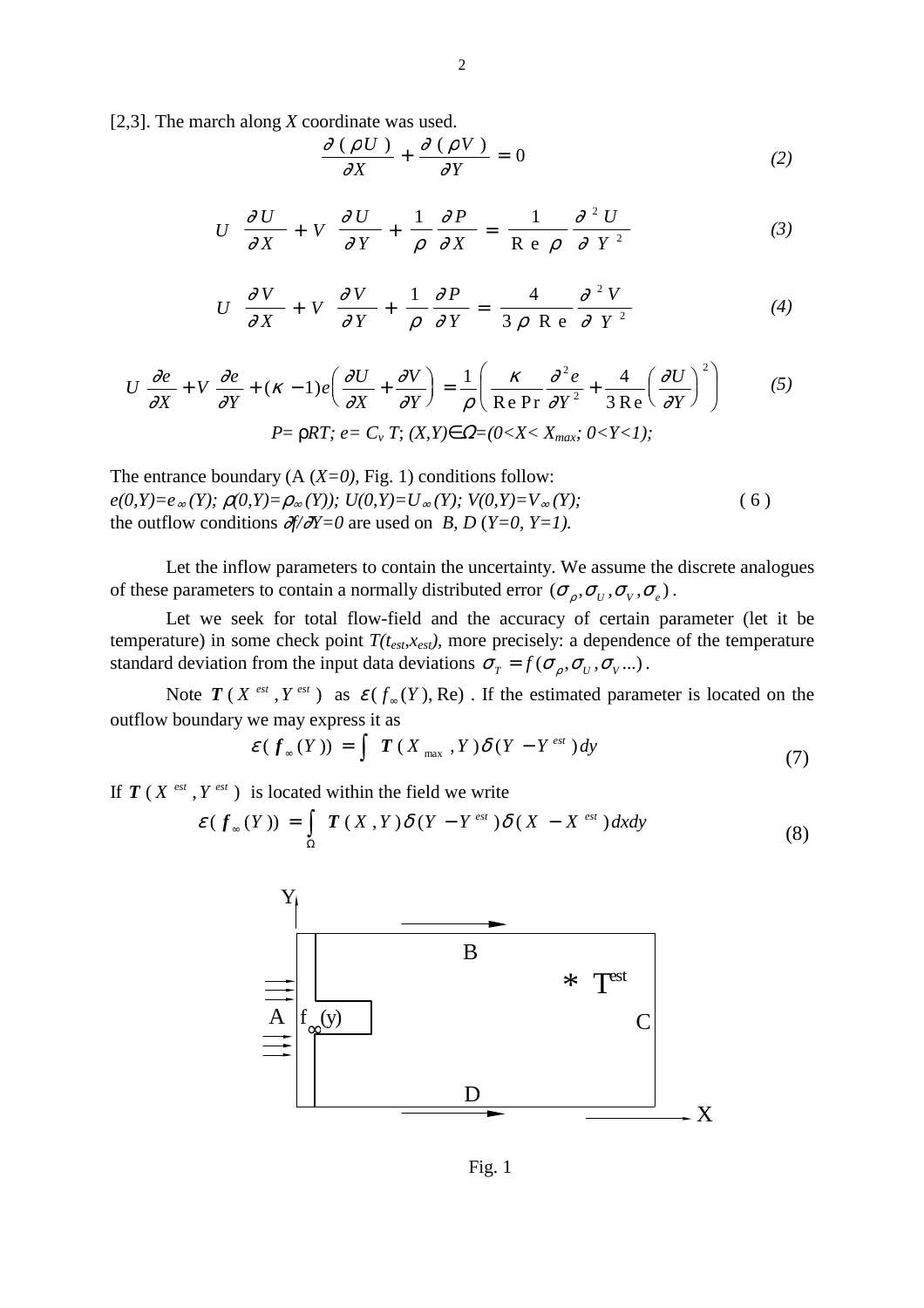[2,3]. The march along $X$ coordinate was used.

$$\frac{\partial(\rho U)}{\partial X} + \frac{\partial(\rho V)}{\partial Y} = 0 \tag{2}$$

$$U\frac{\partial U}{\partial X} + V\frac{\partial U}{\partial Y} + \frac{1}{\rho}\frac{\partial P}{\partial X} = \frac{1}{\mathrm{Re}\,\rho}\frac{\partial^2 U}{\partial Y^2} \tag{3}$$

$$U\frac{\partial V}{\partial X} + V\frac{\partial V}{\partial Y} + \frac{1}{\rho}\frac{\partial P}{\partial Y} = \frac{4}{3\rho\,\mathrm{Re}}\frac{\partial^2 V}{\partial Y^2} \tag{4}$$

$$U\frac{\partial e}{\partial X} + V\frac{\partial e}{\partial Y} + (\kappa - 1)e\left(\frac{\partial U}{\partial X} + \frac{\partial V}{\partial Y}\right) = \frac{1}{\rho}\left(\frac{\kappa}{\mathrm{Re}\,\mathrm{Pr}}\frac{\partial^2 e}{\partial Y^2} + \frac{4}{3\,\mathrm{Re}}\left(\frac{\partial U}{\partial Y}\right)^2\right) \tag{5}$$

$$P = \rho RT;\ e = C_v T;\ (X,Y) \in \Omega = (0 < X < X_{max};\ 0 < Y < 1);$$

The entrance boundary (A ($X=0$), Fig. 1) conditions follow:

$e(0,Y)=e_\infty(Y);\ \rho(0,Y)=\rho_\infty(Y));\ U(0,Y)=U_\infty(Y);\ V(0,Y)=V_\infty(Y);$ ( 6 )

the outflow conditions $\partial f/\partial Y=0$ are used on $B, D$ ($Y=0, Y=1$).

Let the inflow parameters to contain the uncertainty. We assume the discrete analogues of these parameters to contain a normally distributed error $(\sigma_\rho, \sigma_U, \sigma_V, \sigma_e)$.

Let we seek for total flow-field and the accuracy of certain parameter (let it be temperature) in some check point $T(t_{est}, x_{est})$, more precisely: a dependence of the temperature standard deviation from the input data deviations $\sigma_T = f(\sigma_\rho, \sigma_U, \sigma_V \ldots)$.

Note $\boldsymbol{T}(X^{est}, Y^{est})$ as $\varepsilon(f_\infty(Y), \mathrm{Re})$. If the estimated parameter is located on the outflow boundary we may express it as

$$\varepsilon(\boldsymbol{f}_\infty(Y)) = \int \boldsymbol{T}(X_{\max}, Y)\,\delta(Y - Y^{est})\,dy \tag{7}$$

If $\boldsymbol{T}(X^{est}, Y^{est})$ is located within the field we write

$$\varepsilon(\boldsymbol{f}_\infty(Y)) = \int_\Omega \boldsymbol{T}(X, Y)\,\delta(Y - Y^{est})\,\delta(X - X^{est})\,dxdy \tag{8}$$

Fig. 1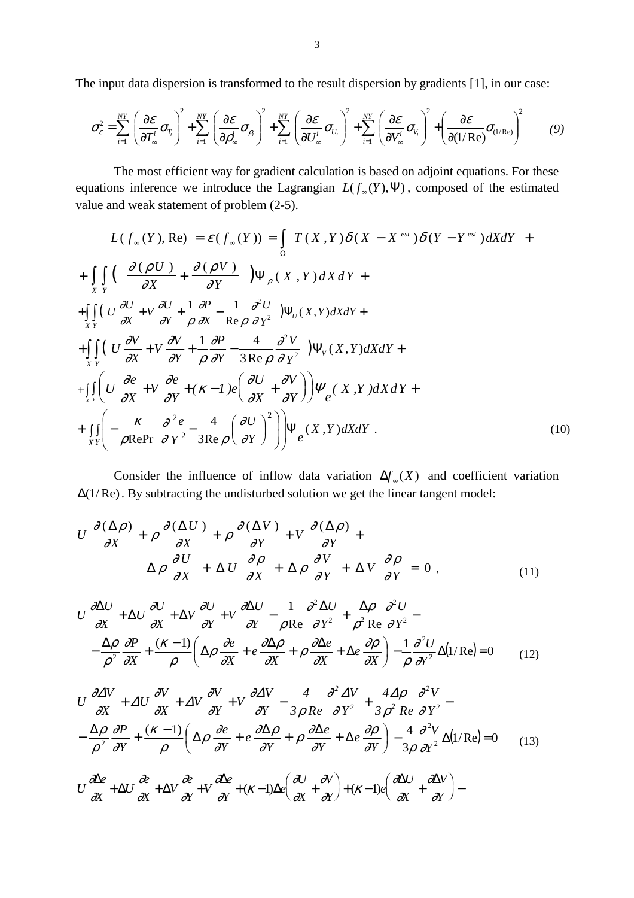The input data dispersion is transformed to the result dispersion by gradients [1], in our case:

$$\sigma_\varepsilon^2 = \sum_{i=1}^{NY}\left(\frac{\partial \varepsilon}{\partial T_\infty^i}\sigma_{T_i}\right)^2 + \sum_{i=1}^{NY}\left(\frac{\partial \varepsilon}{\partial \rho_\infty^i}\sigma_{\rho_i}\right)^2 + \sum_{i=1}^{NY}\left(\frac{\partial \varepsilon}{\partial U_\infty^i}\sigma_{U_i}\right)^2 + \sum_{i=1}^{NY}\left(\frac{\partial \varepsilon}{\partial V_\infty^i}\sigma_{V_i}\right)^2 + \left(\frac{\partial \varepsilon}{\partial (1/\mathrm{Re})}\sigma_{(1/\mathrm{Re})}\right)^2 \qquad (9)$$

The most efficient way for gradient calculation is based on adjoint equations. For these equations inference we introduce the Lagrangian $L(f_\infty(Y),\Psi)$, composed of the estimated value and weak statement of problem (2-5).

$$\begin{aligned}
L(f_\infty(Y),\mathrm{Re}) &= \varepsilon(f_\infty(Y)) = \int_\Omega T(X,Y)\delta(X-X^{est})\delta(Y-Y^{est})\,dXdY \; + \\
&+ \int_X\int_Y \left(\frac{\partial(\rho U)}{\partial X} + \frac{\partial(\rho V)}{\partial Y}\right)\Psi_\rho(X,Y)\,dXdY \; + \\
&+ \int_X\int_Y \left(U\frac{\partial U}{\partial X} + V\frac{\partial U}{\partial Y} + \frac{1}{\rho}\frac{\partial P}{\partial X} - \frac{1}{\mathrm{Re}\,\rho}\frac{\partial^2 U}{\partial Y^2}\right)\Psi_U(X,Y)\,dXdY \; + \\
&+ \int_X\int_Y \left(U\frac{\partial V}{\partial X} + V\frac{\partial V}{\partial Y} + \frac{1}{\rho}\frac{\partial P}{\partial Y} - \frac{4}{3\,\mathrm{Re}\,\rho}\frac{\partial^2 V}{\partial Y^2}\right)\Psi_V(X,Y)\,dXdY \; + \\
&+ \int_X\int_Y \left(U\frac{\partial e}{\partial X} + V\frac{\partial e}{\partial Y} + (\kappa-1)e\left(\frac{\partial U}{\partial X} + \frac{\partial V}{\partial Y}\right)\right)\Psi_e(X,Y)\,dXdY \; + \\
&+ \int_X\int_Y \left(-\frac{\kappa}{\rho \mathrm{Re}\mathrm{Pr}}\frac{\partial^2 e}{\partial Y^2} - \frac{4}{3\mathrm{Re}\,\rho}\left(\frac{\partial U}{\partial Y}\right)^2\right)\Psi_e(X,Y)\,dXdY\,.
\end{aligned} \qquad (10)$$

Consider the influence of inflow data variation $\Delta f_\infty(X)$ and coefficient variation $\Delta(1/\mathrm{Re})$. By subtracting the undisturbed solution we get the linear tangent model:

$$\begin{aligned}
U\frac{\partial(\Delta\rho)}{\partial X} + \rho\frac{\partial(\Delta U)}{\partial X} + \rho\frac{\partial(\Delta V)}{\partial Y} + V\frac{\partial(\Delta\rho)}{\partial Y} &+ \\
\Delta\rho\frac{\partial U}{\partial X} + \Delta U\frac{\partial \rho}{\partial X} + \Delta\rho\frac{\partial V}{\partial Y} + \Delta V\frac{\partial\rho}{\partial Y} &= 0\,,
\end{aligned} \qquad (11)$$

$$\begin{aligned}
&U\frac{\partial \Delta U}{\partial X} + \Delta U\frac{\partial U}{\partial X} + \Delta V\frac{\partial U}{\partial Y} + V\frac{\partial \Delta U}{\partial Y} - \frac{1}{\rho\mathrm{Re}}\frac{\partial^2\Delta U}{\partial Y^2} + \frac{\Delta\rho}{\rho^2\,\mathrm{Re}}\frac{\partial^2 U}{\partial Y^2} - \\
&-\frac{\Delta\rho}{\rho^2}\frac{\partial P}{\partial X} + \frac{(\kappa-1)}{\rho}\left(\Delta\rho\frac{\partial e}{\partial X} + e\frac{\partial\Delta\rho}{\partial X} + \rho\frac{\partial\Delta e}{\partial X} + \Delta e\frac{\partial\rho}{\partial X}\right) - \frac{1}{\rho}\frac{\partial^2 U}{\partial Y^2}\Delta(1/\mathrm{Re}) = 0
\end{aligned} \qquad (12)$$

$$\begin{aligned}
&U\frac{\partial \Delta V}{\partial X} + \Delta U\frac{\partial V}{\partial X} + \Delta V\frac{\partial V}{\partial Y} + V\frac{\partial \Delta V}{\partial Y} - \frac{4}{3\rho Re}\frac{\partial^2\Delta V}{\partial Y^2} + \frac{4\Delta\rho}{3\rho^2\,Re}\frac{\partial^2 V}{\partial Y^2} - \\
&-\frac{\Delta\rho}{\rho^2}\frac{\partial P}{\partial Y} + \frac{(\kappa-1)}{\rho}\left(\Delta\rho\frac{\partial e}{\partial Y} + e\frac{\partial\Delta\rho}{\partial Y} + \rho\frac{\partial\Delta e}{\partial Y} + \Delta e\frac{\partial\rho}{\partial Y}\right) - \frac{4}{3\rho}\frac{\partial^2 V}{\partial Y^2}\Delta(1/\mathrm{Re}) = 0
\end{aligned} \qquad (13)$$

$$U\frac{\partial\Delta e}{\partial X} + \Delta U\frac{\partial e}{\partial X} + \Delta V\frac{\partial e}{\partial Y} + V\frac{\partial\Delta e}{\partial Y} + (\kappa-1)\Delta e\left(\frac{\partial U}{\partial X} + \frac{\partial V}{\partial Y}\right) + (\kappa-1)e\left(\frac{\partial\Delta U}{\partial X} + \frac{\partial\Delta V}{\partial Y}\right) -$$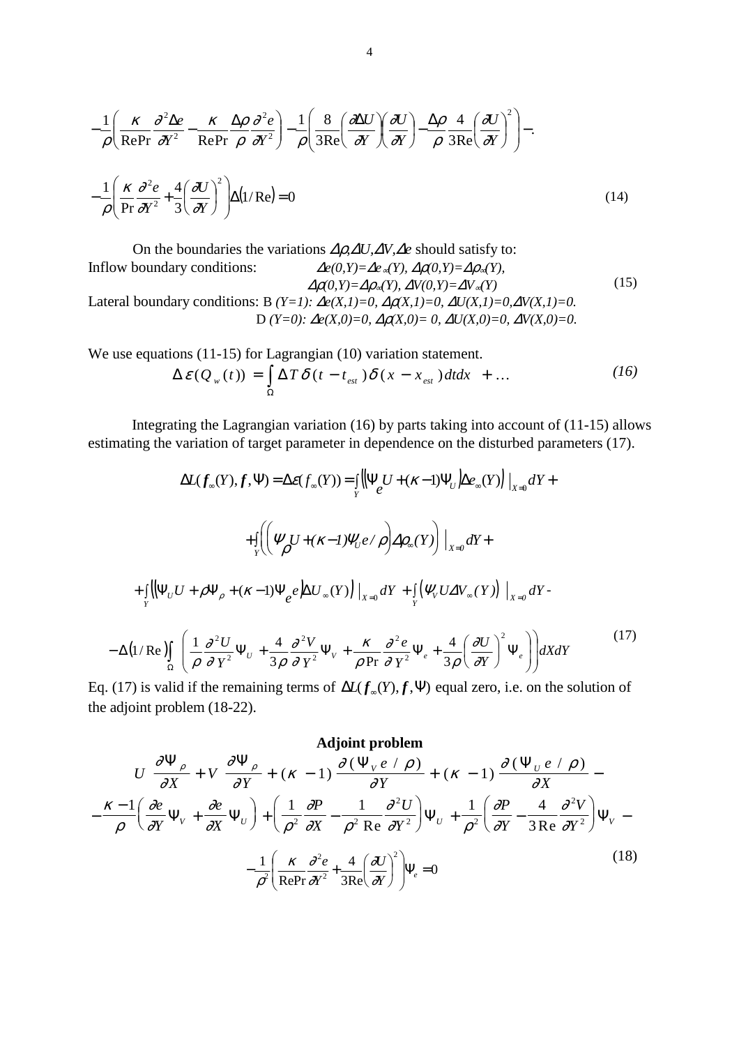$$-\frac{1}{\rho}\left(\frac{\kappa}{\mathrm{RePr}}\frac{\partial^2\Delta e}{\partial Y^2}-\frac{\kappa}{\mathrm{RePr}}\frac{\Delta\rho}{\rho}\frac{\partial^2 e}{\partial Y^2}\right)-\frac{1}{\rho}\left(\frac{8}{3\mathrm{Re}}\left(\frac{\partial\Delta U}{\partial Y}\right)\left(\frac{\partial U}{\partial Y}\right)-\frac{\Delta\rho}{\rho}\frac{4}{3\mathrm{Re}}\left(\frac{\partial U}{\partial Y}\right)^2\right)-.$$

$$-\frac{1}{\rho}\left(\frac{\kappa}{\mathrm{Pr}}\frac{\partial^2 e}{\partial Y^2}+\frac{4}{3}\left(\frac{\partial U}{\partial Y}\right)^2\right)\Delta(1/\mathrm{Re})=0 \tag{14}$$

On the boundaries the variations $\Delta\rho,\Delta U,\Delta V,\Delta e$ should satisfy to:

Inflow boundary conditions: $\Delta e(0,Y)=\Delta e_\infty(Y)$, $\Delta\rho(0,Y)=\Delta\rho_\infty(Y)$,
$\Delta\rho(0,Y)=\Delta\rho_\infty(Y)$, $\Delta V(0,Y)=\Delta V_\infty(Y)$ (15)

Lateral boundary conditions: B $(Y=1)$: $\Delta e(X,1)=0$, $\Delta\rho(X,1)=0$, $\Delta U(X,1)=0$, $\Delta V(X,1)=0$.
D $(Y=0)$: $\Delta e(X,0)=0$, $\Delta\rho(X,0)= 0$, $\Delta U(X,0)=0$, $\Delta V(X,0)=0$.

We use equations (11-15) for Lagrangian (10) variation statement.

$$\Delta\varepsilon(Q_w(t)) = \int_\Omega \Delta T\,\delta(t-t_{est})\,\delta(x-x_{est})\,dtdx \;+\ldots \tag{16}$$

Integrating the Lagrangian variation (16) by parts taking into account of (11-15) allows estimating the variation of target parameter in dependence on the disturbed parameters (17).

$$\Delta L(\boldsymbol{f}_\infty(Y),\boldsymbol{f},\Psi)=\Delta\varepsilon(f_\infty(Y))=\int_Y\left(\left(\Psi_e U+(\kappa-1)\Psi_U\right)\Delta e_\infty(Y)\right)\Big|_{X=0}dY+$$

$$+\int_Y\left(\left(\Psi_\rho U+(\kappa-1)\Psi_U e/\rho\right)\Delta\rho_\infty(Y)\right)\Big|_{X=0}dY+$$

$$+\int_Y\left(\left(\Psi_U U+\rho\Psi_\rho+(\kappa-1)\Psi_e e\right)\Delta U_\infty(Y)\right)\Big|_{X=0}dY+\int_Y\left(\Psi_V U\Delta V_\infty(Y)\right)\Big|_{X=0}dY-$$

$$-\Delta(1/\mathrm{Re})\int_\Omega\left(\frac{1}{\rho}\frac{\partial^2 U}{\partial Y^2}\Psi_U+\frac{4}{3\rho}\frac{\partial^2 V}{\partial Y^2}\Psi_V+\frac{\kappa}{\rho\,\mathrm{Pr}}\frac{\partial^2 e}{\partial Y^2}\Psi_e+\frac{4}{3\rho}\left(\frac{\partial U}{\partial Y}\right)^2\Psi_e\right)dXdY \tag{17}$$

Eq. (17) is valid if the remaining terms of $\Delta L(\boldsymbol{f}_\infty(Y),\boldsymbol{f},\Psi)$ equal zero, i.e. on the solution of the adjoint problem (18-22).

**Adjoint problem**

$$U\frac{\partial\Psi_\rho}{\partial X}+V\frac{\partial\Psi_\rho}{\partial Y}+(\kappa-1)\frac{\partial(\Psi_V e/\rho)}{\partial Y}+(\kappa-1)\frac{\partial(\Psi_U e/\rho)}{\partial X}-$$

$$-\frac{\kappa-1}{\rho}\left(\frac{\partial e}{\partial Y}\Psi_V+\frac{\partial e}{\partial X}\Psi_U\right)+\left(\frac{1}{\rho^2}\frac{\partial P}{\partial X}-\frac{1}{\rho^2\,\mathrm{Re}}\frac{\partial^2 U}{\partial Y^2}\right)\Psi_U+\frac{1}{\rho^2}\left(\frac{\partial P}{\partial Y}-\frac{4}{3\,\mathrm{Re}}\frac{\partial^2 V}{\partial Y^2}\right)\Psi_V-$$

$$-\frac{1}{\rho^2}\left(\frac{\kappa}{\mathrm{RePr}}\frac{\partial^2 e}{\partial Y^2}+\frac{4}{3\mathrm{Re}}\left(\frac{\partial U}{\partial Y}\right)^2\right)\Psi_e=0 \tag{18}$$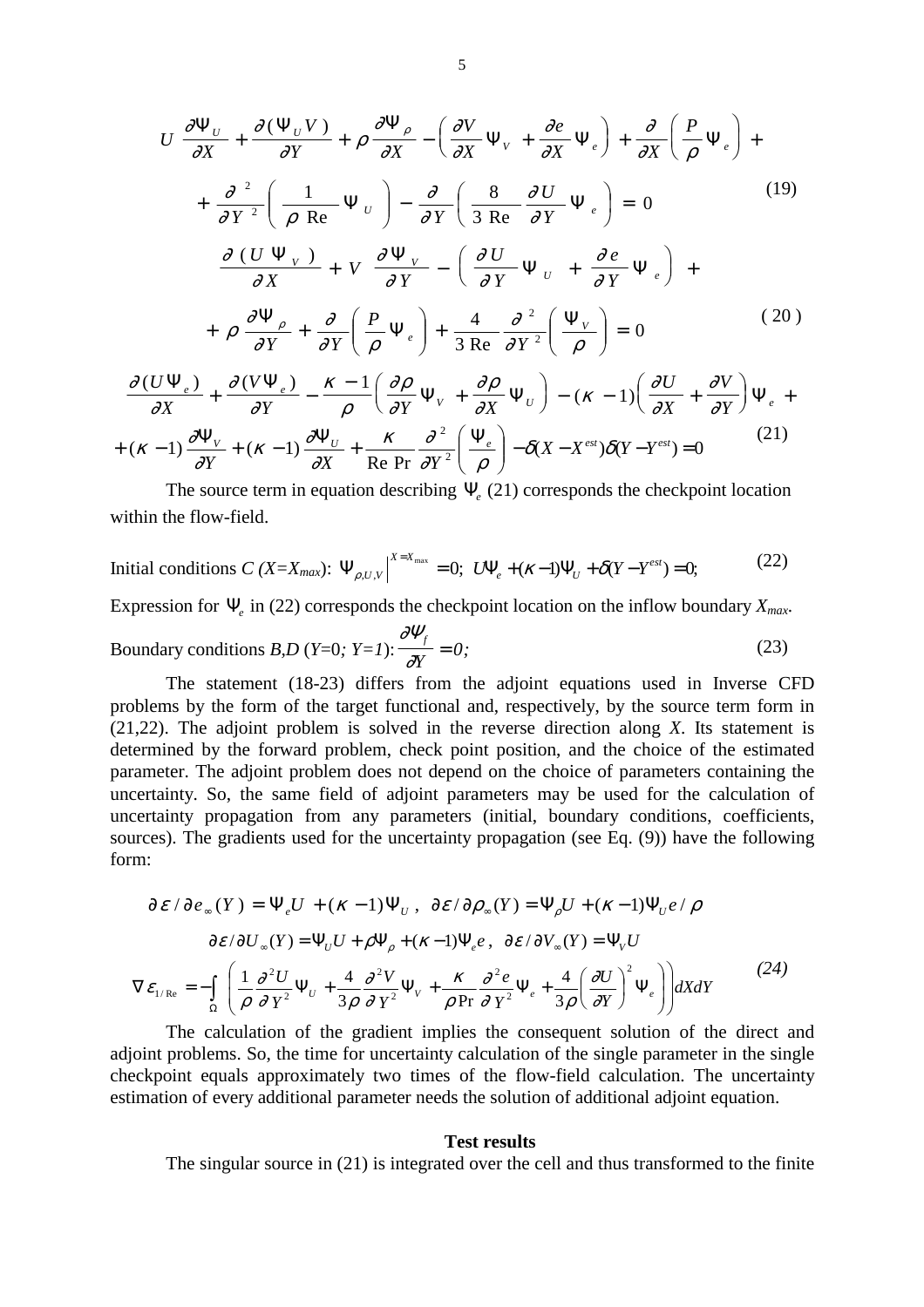$$U\frac{\partial \Psi_U}{\partial X}+\frac{\partial(\Psi_U V)}{\partial Y}+\rho\frac{\partial \Psi_\rho}{\partial X}-\left(\frac{\partial V}{\partial X}\Psi_V+\frac{\partial e}{\partial X}\Psi_e\right)+\frac{\partial}{\partial X}\left(\frac{P}{\rho}\Psi_e\right)+$$
$$+\frac{\partial^2}{\partial Y^2}\left(\frac{1}{\rho\ \mathrm{Re}}\Psi_U\right)-\frac{\partial}{\partial Y}\left(\frac{8}{3\ \mathrm{Re}}\frac{\partial U}{\partial Y}\Psi_e\right)=0 \tag{19}$$

$$\frac{\partial(U\Psi_V)}{\partial X}+V\frac{\partial \Psi_V}{\partial Y}-\left(\frac{\partial U}{\partial Y}\Psi_U+\frac{\partial e}{\partial Y}\Psi_e\right)+$$
$$+\rho\frac{\partial \Psi_\rho}{\partial Y}+\frac{\partial}{\partial Y}\left(\frac{P}{\rho}\Psi_e\right)+\frac{4}{3\ \mathrm{Re}}\frac{\partial^2}{\partial Y^2}\left(\frac{\Psi_V}{\rho}\right)=0 \tag{20}$$

$$\frac{\partial(U\Psi_e)}{\partial X}+\frac{\partial(V\Psi_e)}{\partial Y}-\frac{\kappa-1}{\rho}\left(\frac{\partial \rho}{\partial Y}\Psi_V+\frac{\partial \rho}{\partial X}\Psi_U\right)-(\kappa-1)\left(\frac{\partial U}{\partial X}+\frac{\partial V}{\partial Y}\right)\Psi_e+$$
$$+(\kappa-1)\frac{\partial \Psi_V}{\partial Y}+(\kappa-1)\frac{\partial \Psi_U}{\partial X}+\frac{\kappa}{\mathrm{Re}\ \mathrm{Pr}}\frac{\partial^2}{\partial Y^2}\left(\frac{\Psi_e}{\rho}\right)-\delta(X-X^{est})\delta(Y-Y^{est})=0 \tag{21}$$

The source term in equation describing $\Psi_e$ (21) corresponds the checkpoint location within the flow-field.

Initial conditions *C* ($X=X_{max}$): $\Psi_{\rho,U,V}\Big|^{X=X_{\max}}=0;\ U\Psi_e+(\kappa-1)\Psi_U+\delta(Y-Y^{est})=0;$ (22)

Expression for $\Psi_e$ in (22) corresponds the checkpoint location on the inflow boundary $X_{max}$.

Boundary conditions *B,D* ($Y=0;\ Y=1$): $\dfrac{\partial \Psi_f}{\partial Y}=0;$ (23)

The statement (18-23) differs from the adjoint equations used in Inverse CFD problems by the form of the target functional and, respectively, by the source term form in (21,22). The adjoint problem is solved in the reverse direction along *X*. Its statement is determined by the forward problem, check point position, and the choice of the estimated parameter. The adjoint problem does not depend on the choice of parameters containing the uncertainty. So, the same field of adjoint parameters may be used for the calculation of uncertainty propagation from any parameters (initial, boundary conditions, coefficients, sources). The gradients used for the uncertainty propagation (see Eq. (9)) have the following form:

$$\partial\varepsilon/\partial e_\infty(Y)=\Psi_e U+(\kappa-1)\Psi_U,\quad \partial\varepsilon/\partial\rho_\infty(Y)=\Psi_\rho U+(\kappa-1)\Psi_U e/\rho$$
$$\partial\varepsilon/\partial U_\infty(Y)=\Psi_U U+\rho\Psi_\rho+(\kappa-1)\Psi_e e,\quad \partial\varepsilon/\partial V_\infty(Y)=\Psi_V U$$
$$\nabla\varepsilon_{1/\mathrm{Re}}=-\int_\Omega\left(\frac{1}{\rho}\frac{\partial^2 U}{\partial Y^2}\Psi_U+\frac{4}{3\rho}\frac{\partial^2 V}{\partial Y^2}\Psi_V+\frac{\kappa}{\rho\,\mathrm{Pr}}\frac{\partial^2 e}{\partial Y^2}\Psi_e+\frac{4}{3\rho}\left(\frac{\partial U}{\partial Y}\right)^2\Psi_e\right)dXdY \tag{24}$$

The calculation of the gradient implies the consequent solution of the direct and adjoint problems. So, the time for uncertainty calculation of the single parameter in the single checkpoint equals approximately two times of the flow-field calculation. The uncertainty estimation of every additional parameter needs the solution of additional adjoint equation.

**Test results**

The singular source in (21) is integrated over the cell and thus transformed to the finite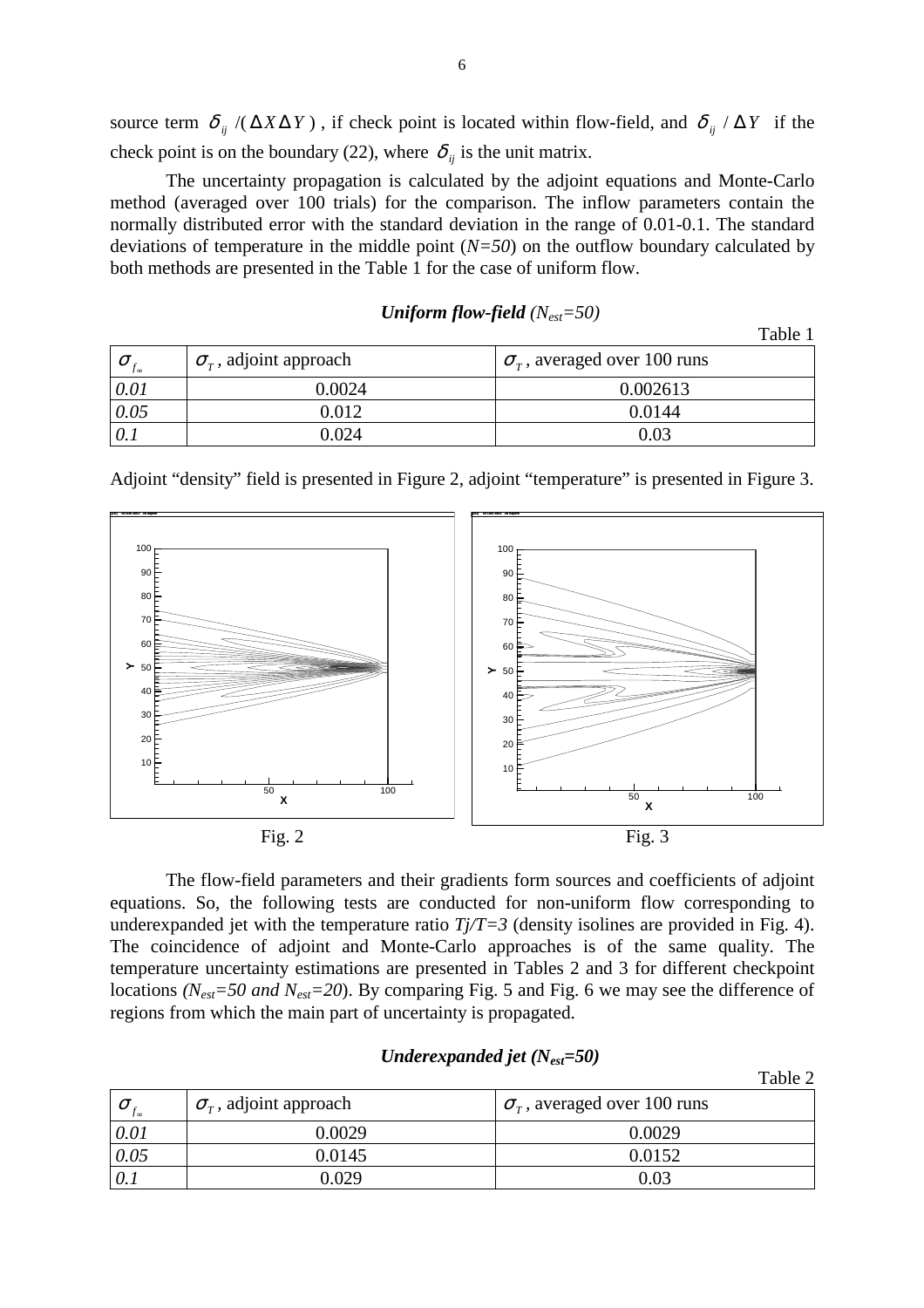source term $\delta_{ij} /(\Delta X \Delta Y)$ , if check point is located within flow-field, and $\delta_{ij} / \Delta Y$ if the check point is on the boundary (22), where $\delta_{ij}$ is the unit matrix.

The uncertainty propagation is calculated by the adjoint equations and Monte-Carlo method (averaged over 100 trials) for the comparison. The inflow parameters contain the normally distributed error with the standard deviation in the range of 0.01-0.1. The standard deviations of temperature in the middle point (*N=50*) on the outflow boundary calculated by both methods are presented in the Table 1 for the case of uniform flow.

***Uniform flow-field*** *($N_{est}$=50)*

Table 1

| $\sigma_{f_\infty}$ | $\sigma_T$ , adjoint approach | $\sigma_T$ , averaged over 100 runs |
|---|---|---|
| *0.01* | 0.0024 | 0.002613 |
| *0.05* | 0.012 | 0.0144 |
| *0.1* | 0.024 | 0.03 |

Adjoint "density" field is presented in Figure 2, adjoint "temperature" is presented in Figure 3.

Fig. 2

Fig. 3

The flow-field parameters and their gradients form sources and coefficients of adjoint equations. So, the following tests are conducted for non-uniform flow corresponding to underexpanded jet with the temperature ratio *Tj/T=3* (density isolines are provided in Fig. 4). The coincidence of adjoint and Monte-Carlo approaches is of the same quality. The temperature uncertainty estimations are presented in Tables 2 and 3 for different checkpoint locations *($N_{est}$=50 and $N_{est}$=20*). By comparing Fig. 5 and Fig. 6 we may see the difference of regions from which the main part of uncertainty is propagated.

***Underexpanded jet ($N_{est}$=50)***

Table 2

| $\sigma_{f_\infty}$ | $\sigma_T$ , adjoint approach | $\sigma_T$ , averaged over 100 runs |
|---|---|---|
| *0.01* | 0.0029 | 0.0029 |
| *0.05* | 0.0145 | 0.0152 |
| *0.1* | 0.029 | 0.03 |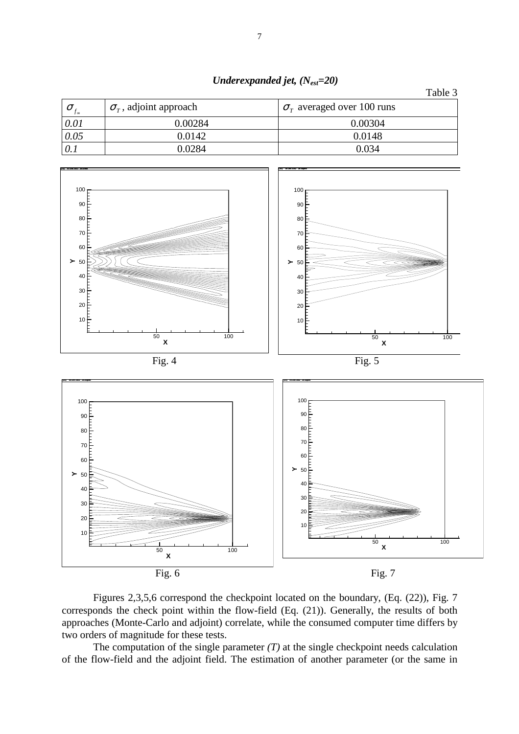***Underexpanded jet, ($N_{est}$=20)***

Table 3

| $\sigma_{f_\infty}$ | $\sigma_T$, adjoint approach | $\sigma_T$ averaged over 100 runs |
|---|---|---|
| *0.01* | 0.00284 | 0.00304 |
| *0.05* | 0.0142 | 0.0148 |
| *0.1* | 0.0284 | 0.034 |

Fig. 4

Fig. 5

Fig. 6

Fig. 7

Figures 2,3,5,6 correspond the checkpoint located on the boundary, (Eq. (22)), Fig. 7 corresponds the check point within the flow-field (Eq. (21)). Generally, the results of both approaches (Monte-Carlo and adjoint) correlate, while the consumed computer time differs by two orders of magnitude for these tests.

The computation of the single parameter *(T)* at the single checkpoint needs calculation of the flow-field and the adjoint field. The estimation of another parameter (or the same in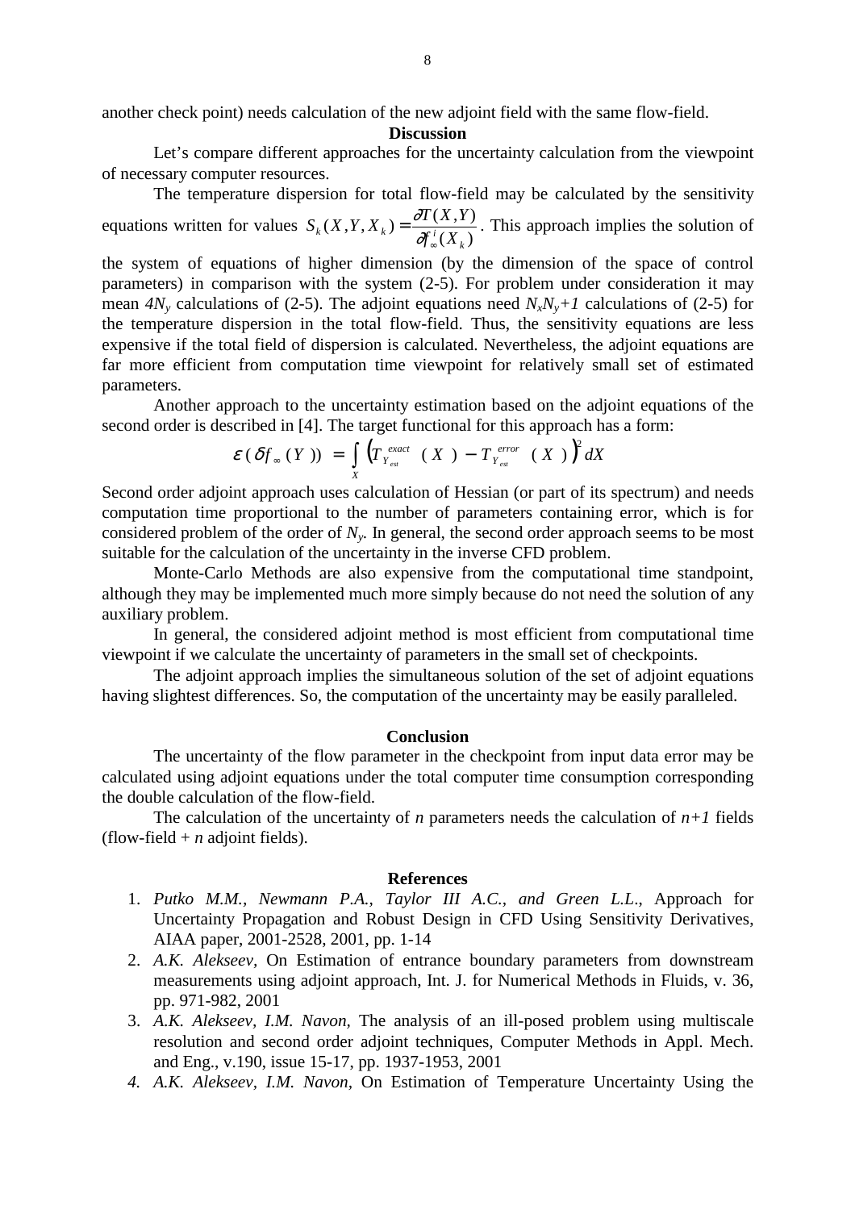another check point) needs calculation of the new adjoint field with the same flow-field.

## Discussion

Let's compare different approaches for the uncertainty calculation from the viewpoint of necessary computer resources.

The temperature dispersion for total flow-field may be calculated by the sensitivity equations written for values $S_k(X,Y,X_k) = \dfrac{\partial T(X,Y)}{\partial f_\infty^i(X_k)}$. This approach implies the solution of the system of equations of higher dimension (by the dimension of the space of control parameters) in comparison with the system (2-5). For problem under consideration it may mean $4N_y$ calculations of (2-5). The adjoint equations need $N_xN_y+1$ calculations of (2-5) for the temperature dispersion in the total flow-field. Thus, the sensitivity equations are less expensive if the total field of dispersion is calculated. Nevertheless, the adjoint equations are far more efficient from computation time viewpoint for relatively small set of estimated parameters.

Another approach to the uncertainty estimation based on the adjoint equations of the second order is described in [4]. The target functional for this approach has a form:

$$\varepsilon(\delta f_\infty(Y)) = \int_X \left(T_{Y_{est}}^{exact}(X) - T_{Y_{est}}^{error}(X)\right)^2 dX$$

Second order adjoint approach uses calculation of Hessian (or part of its spectrum) and needs computation time proportional to the number of parameters containing error, which is for considered problem of the order of $N_y$. In general, the second order approach seems to be most suitable for the calculation of the uncertainty in the inverse CFD problem.

Monte-Carlo Methods are also expensive from the computational time standpoint, although they may be implemented much more simply because do not need the solution of any auxiliary problem.

In general, the considered adjoint method is most efficient from computational time viewpoint if we calculate the uncertainty of parameters in the small set of checkpoints.

The adjoint approach implies the simultaneous solution of the set of adjoint equations having slightest differences. So, the computation of the uncertainty may be easily paralleled.

## Conclusion

The uncertainty of the flow parameter in the checkpoint from input data error may be calculated using adjoint equations under the total computer time consumption corresponding the double calculation of the flow-field.

The calculation of the uncertainty of *n* parameters needs the calculation of *n+1* fields (flow-field + *n* adjoint fields).

## References

1. *Putko M.M., Newmann P.A., Taylor III A.C., and Green L.L.*, Approach for Uncertainty Propagation and Robust Design in CFD Using Sensitivity Derivatives, AIAA paper, 2001-2528, 2001, pp. 1-14
2. *A.K. Alekseev*, On Estimation of entrance boundary parameters from downstream measurements using adjoint approach, Int. J. for Numerical Methods in Fluids, v. 36, pp. 971-982, 2001
3. *A.K. Alekseev*, *I.M. Navon*, The analysis of an ill-posed problem using multiscale resolution and second order adjoint techniques, Computer Methods in Appl. Mech. and Eng., v.190, issue 15-17, pp. 1937-1953, 2001
4. *A.K. Alekseev, I.M. Navon*, On Estimation of Temperature Uncertainty Using the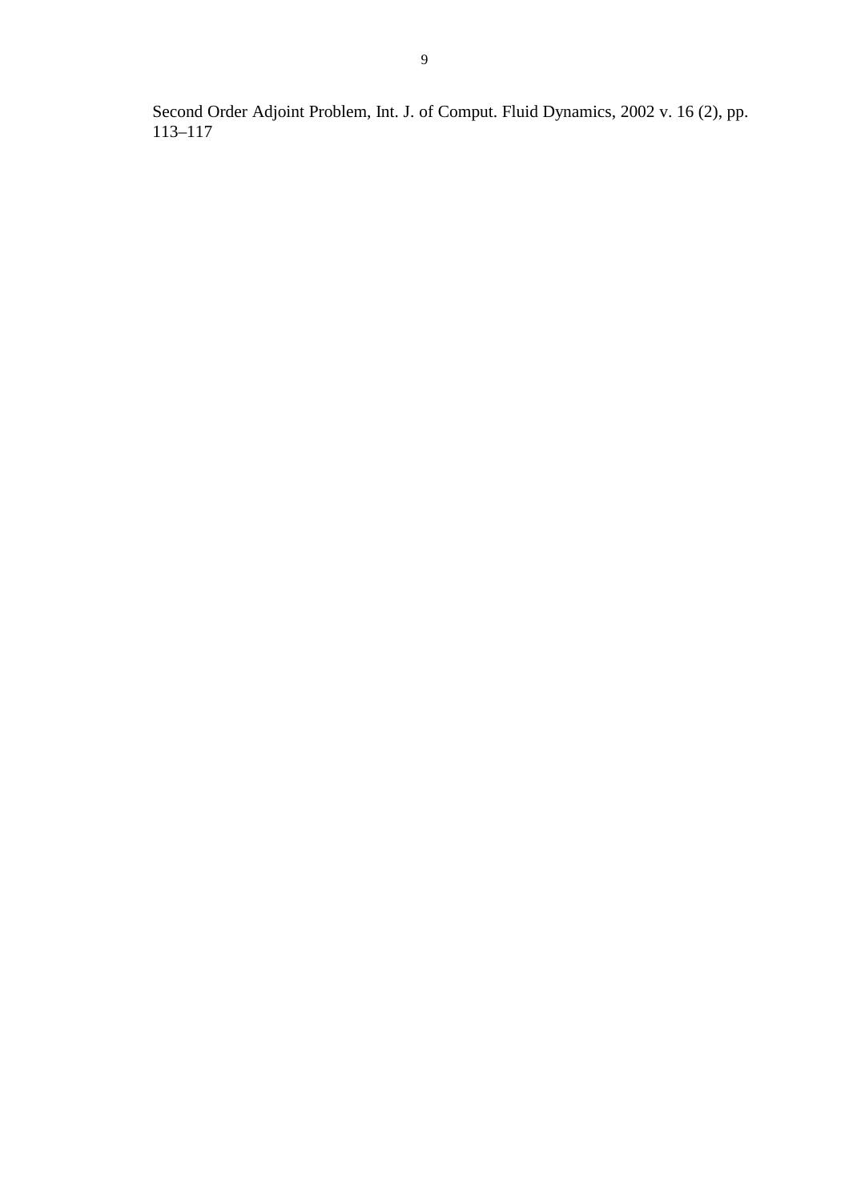Second Order Adjoint Problem, Int. J. of Comput. Fluid Dynamics, 2002 v. 16 (2), pp. 113–117